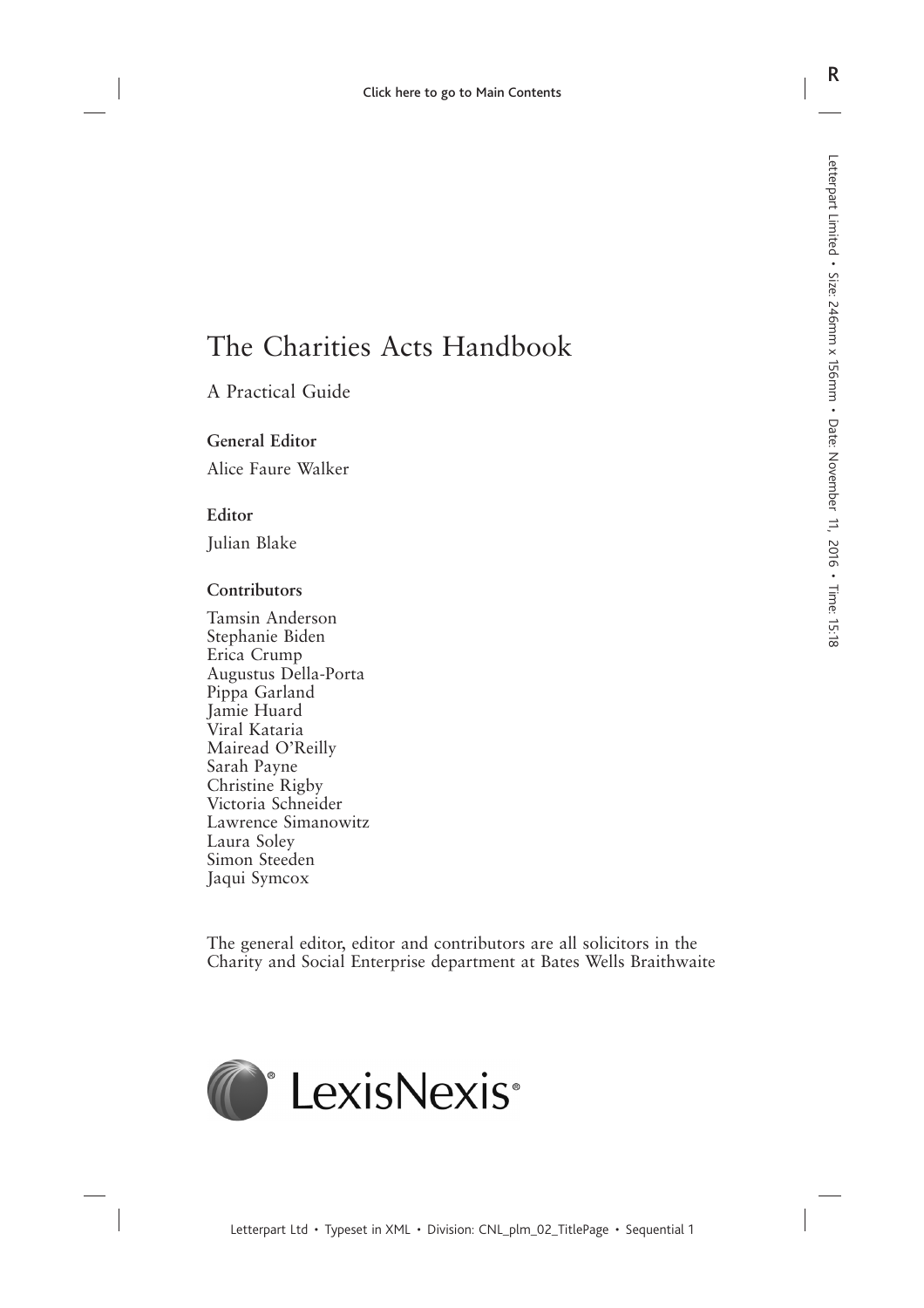# The Charities Acts Handbook

A Practical Guide

**General Editor**

Alice Faure Walker

**Editor**

Julian Blake

**Contributors**

Tamsin Anderson
Stephanie Biden
Erica Crump
Augustus Della-Porta
Pippa Garland
Jamie Huard
Viral Kataria
Mairead O'Reilly
Sarah Payne
Christine Rigby
Victoria Schneider
Lawrence Simanowitz
Laura Soley
Simon Steeden
Jaqui Symcox

The general editor, editor and contributors are all solicitors in the Charity and Social Enterprise department at Bates Wells Braithwaite

LexisNexis®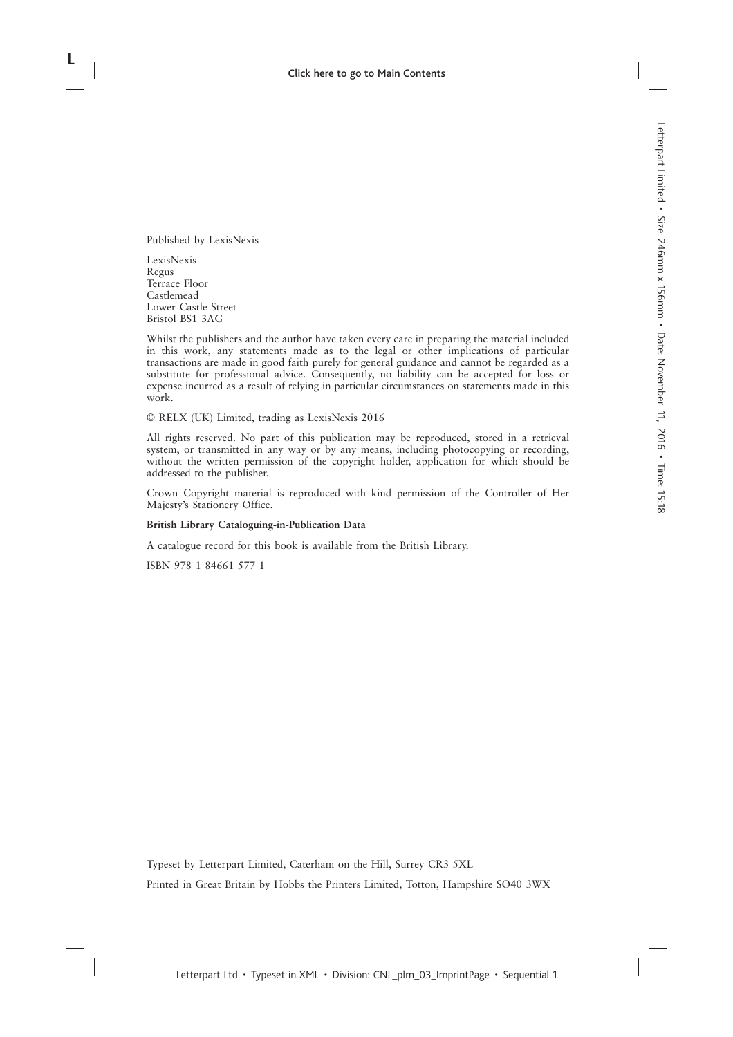Published by LexisNexis

LexisNexis
Regus
Terrace Floor
Castlemead
Lower Castle Street
Bristol BS1 3AG

Whilst the publishers and the author have taken every care in preparing the material included in this work, any statements made as to the legal or other implications of particular transactions are made in good faith purely for general guidance and cannot be regarded as a substitute for professional advice. Consequently, no liability can be accepted for loss or expense incurred as a result of relying in particular circumstances on statements made in this work.

© RELX (UK) Limited, trading as LexisNexis 2016

All rights reserved. No part of this publication may be reproduced, stored in a retrieval system, or transmitted in any way or by any means, including photocopying or recording, without the written permission of the copyright holder, application for which should be addressed to the publisher.

Crown Copyright material is reproduced with kind permission of the Controller of Her Majesty's Stationery Office.

**British Library Cataloguing-in-Publication Data**

A catalogue record for this book is available from the British Library.

ISBN 978 1 84661 577 1

Typeset by Letterpart Limited, Caterham on the Hill, Surrey CR3 5XL

Printed in Great Britain by Hobbs the Printers Limited, Totton, Hampshire SO40 3WX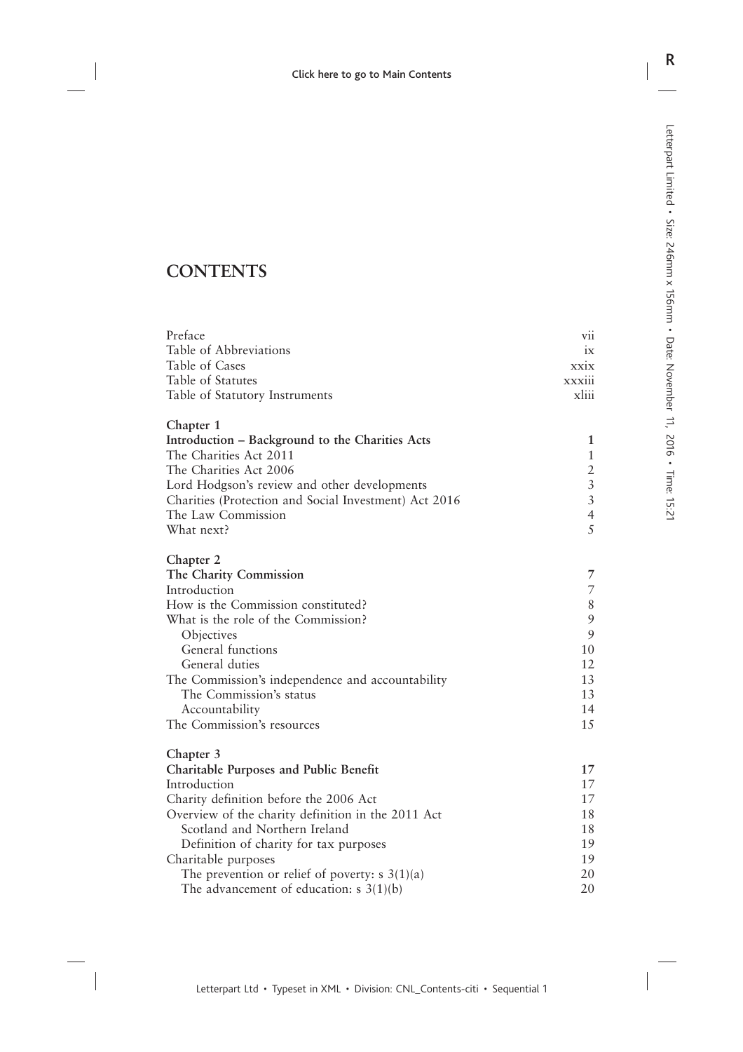# CONTENTS

| | |
|---|---|
| Preface | vii |
| Table of Abbreviations | ix |
| Table of Cases | xxix |
| Table of Statutes | xxxiii |
| Table of Statutory Instruments | xliii |

**Chapter 1**
**Introduction – Background to the Charities Acts** **1**

| | |
|---|---|
| The Charities Act 2011 | 1 |
| The Charities Act 2006 | 2 |
| Lord Hodgson's review and other developments | 3 |
| Charities (Protection and Social Investment) Act 2016 | 3 |
| The Law Commission | 4 |
| What next? | 5 |

**Chapter 2**
**The Charity Commission** **7**

| | |
|---|---|
| Introduction | 7 |
| How is the Commission constituted? | 8 |
| What is the role of the Commission? | 9 |
| Objectives | 9 |
| General functions | 10 |
| General duties | 12 |
| The Commission's independence and accountability | 13 |
| The Commission's status | 13 |
| Accountability | 14 |
| The Commission's resources | 15 |

**Chapter 3**
**Charitable Purposes and Public Benefit** **17**

| | |
|---|---|
| Introduction | 17 |
| Charity definition before the 2006 Act | 17 |
| Overview of the charity definition in the 2011 Act | 18 |
| Scotland and Northern Ireland | 18 |
| Definition of charity for tax purposes | 19 |
| Charitable purposes | 19 |
| The prevention or relief of poverty: s 3(1)(a) | 20 |
| The advancement of education: s 3(1)(b) | 20 |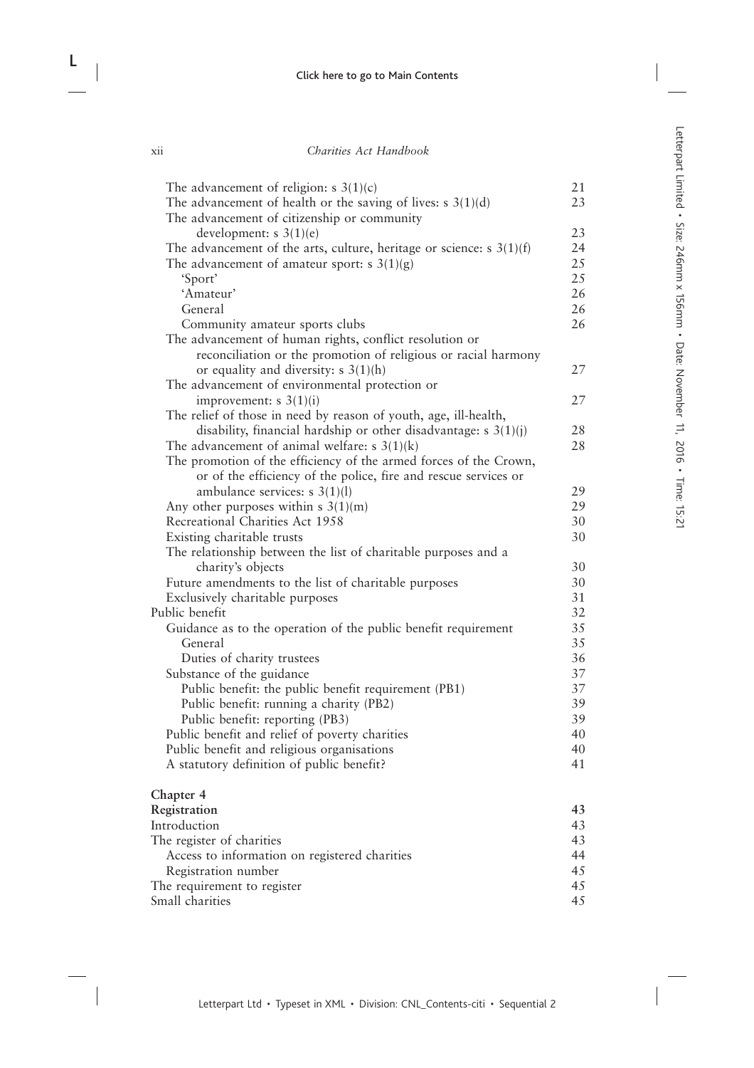| | |
|---|---|
| The advancement of religion: s 3(1)(c) | 21 |
| The advancement of health or the saving of lives: s 3(1)(d) | 23 |
| The advancement of citizenship or community development: s 3(1)(e) | 23 |
| The advancement of the arts, culture, heritage or science: s 3(1)(f) | 24 |
| The advancement of amateur sport: s 3(1)(g) | 25 |
| 'Sport' | 25 |
| 'Amateur' | 26 |
| General | 26 |
| Community amateur sports clubs | 26 |
| The advancement of human rights, conflict resolution or reconciliation or the promotion of religious or racial harmony or equality and diversity: s 3(1)(h) | 27 |
| The advancement of environmental protection or improvement: s 3(1)(i) | 27 |
| The relief of those in need by reason of youth, age, ill-health, disability, financial hardship or other disadvantage: s 3(1)(j) | 28 |
| The advancement of animal welfare: s 3(1)(k) | 28 |
| The promotion of the efficiency of the armed forces of the Crown, or of the efficiency of the police, fire and rescue services or ambulance services: s 3(1)(l) | 29 |
| Any other purposes within s 3(1)(m) | 29 |
| Recreational Charities Act 1958 | 30 |
| Existing charitable trusts | 30 |
| The relationship between the list of charitable purposes and a charity's objects | 30 |
| Future amendments to the list of charitable purposes | 30 |
| Exclusively charitable purposes | 31 |
| Public benefit | 32 |
| Guidance as to the operation of the public benefit requirement | 35 |
| General | 35 |
| Duties of charity trustees | 36 |
| Substance of the guidance | 37 |
| Public benefit: the public benefit requirement (PB1) | 37 |
| Public benefit: running a charity (PB2) | 39 |
| Public benefit: reporting (PB3) | 39 |
| Public benefit and relief of poverty charities | 40 |
| Public benefit and religious organisations | 40 |
| A statutory definition of public benefit? | 41 |

**Chapter 4**

| | |
|---|---|
| **Registration** | **43** |
| Introduction | 43 |
| The register of charities | 43 |
| Access to information on registered charities | 44 |
| Registration number | 45 |
| The requirement to register | 45 |
| Small charities | 45 |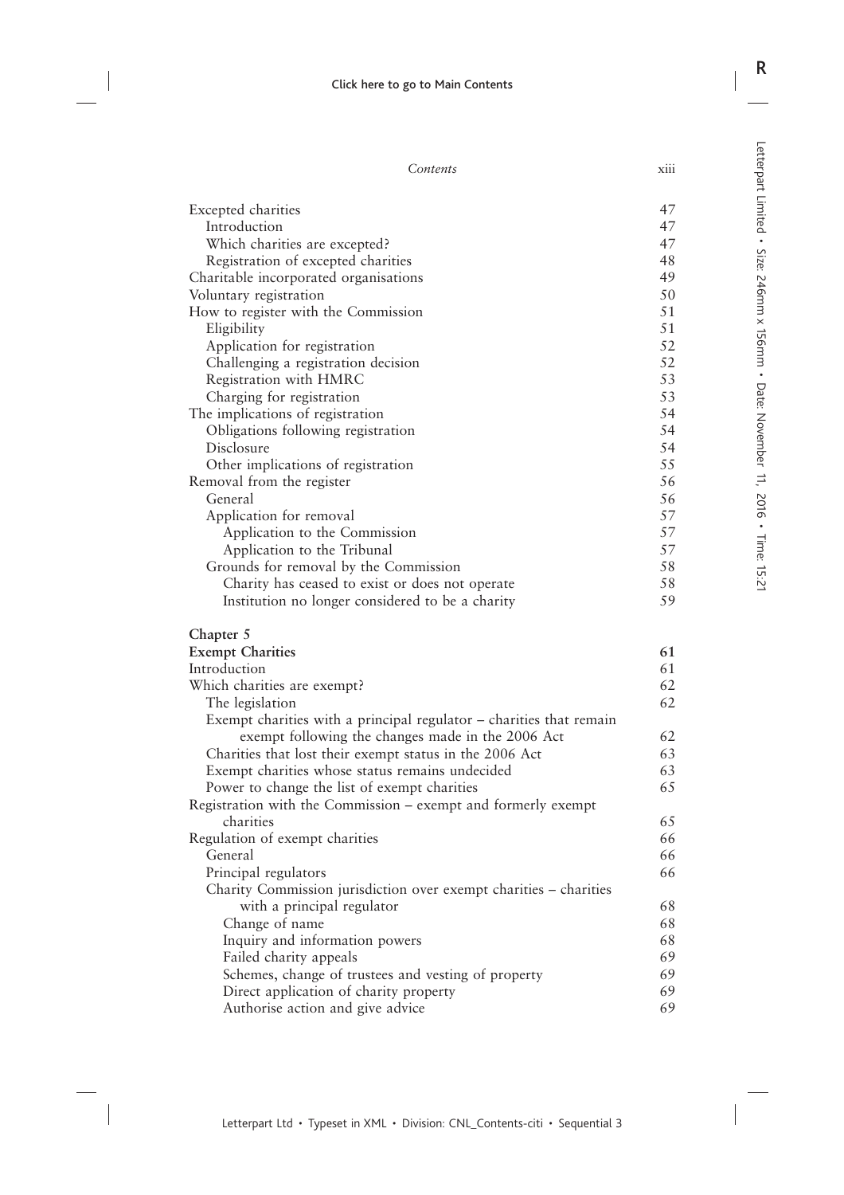| | |
|---|---|
| Excepted charities | 47 |
| Introduction | 47 |
| Which charities are excepted? | 47 |
| Registration of excepted charities | 48 |
| Charitable incorporated organisations | 49 |
| Voluntary registration | 50 |
| How to register with the Commission | 51 |
| Eligibility | 51 |
| Application for registration | 52 |
| Challenging a registration decision | 52 |
| Registration with HMRC | 53 |
| Charging for registration | 53 |
| The implications of registration | 54 |
| Obligations following registration | 54 |
| Disclosure | 54 |
| Other implications of registration | 55 |
| Removal from the register | 56 |
| General | 56 |
| Application for removal | 57 |
| Application to the Commission | 57 |
| Application to the Tribunal | 57 |
| Grounds for removal by the Commission | 58 |
| Charity has ceased to exist or does not operate | 58 |
| Institution no longer considered to be a charity | 59 |

**Chapter 5**

| | |
|---|---|
| **Exempt Charities** | **61** |
| Introduction | 61 |
| Which charities are exempt? | 62 |
| The legislation | 62 |
| Exempt charities with a principal regulator – charities that remain exempt following the changes made in the 2006 Act | 62 |
| Charities that lost their exempt status in the 2006 Act | 63 |
| Exempt charities whose status remains undecided | 63 |
| Power to change the list of exempt charities | 65 |
| Registration with the Commission – exempt and formerly exempt charities | 65 |
| Regulation of exempt charities | 66 |
| General | 66 |
| Principal regulators | 66 |
| Charity Commission jurisdiction over exempt charities – charities with a principal regulator | 68 |
| Change of name | 68 |
| Inquiry and information powers | 68 |
| Failed charity appeals | 69 |
| Schemes, change of trustees and vesting of property | 69 |
| Direct application of charity property | 69 |
| Authorise action and give advice | 69 |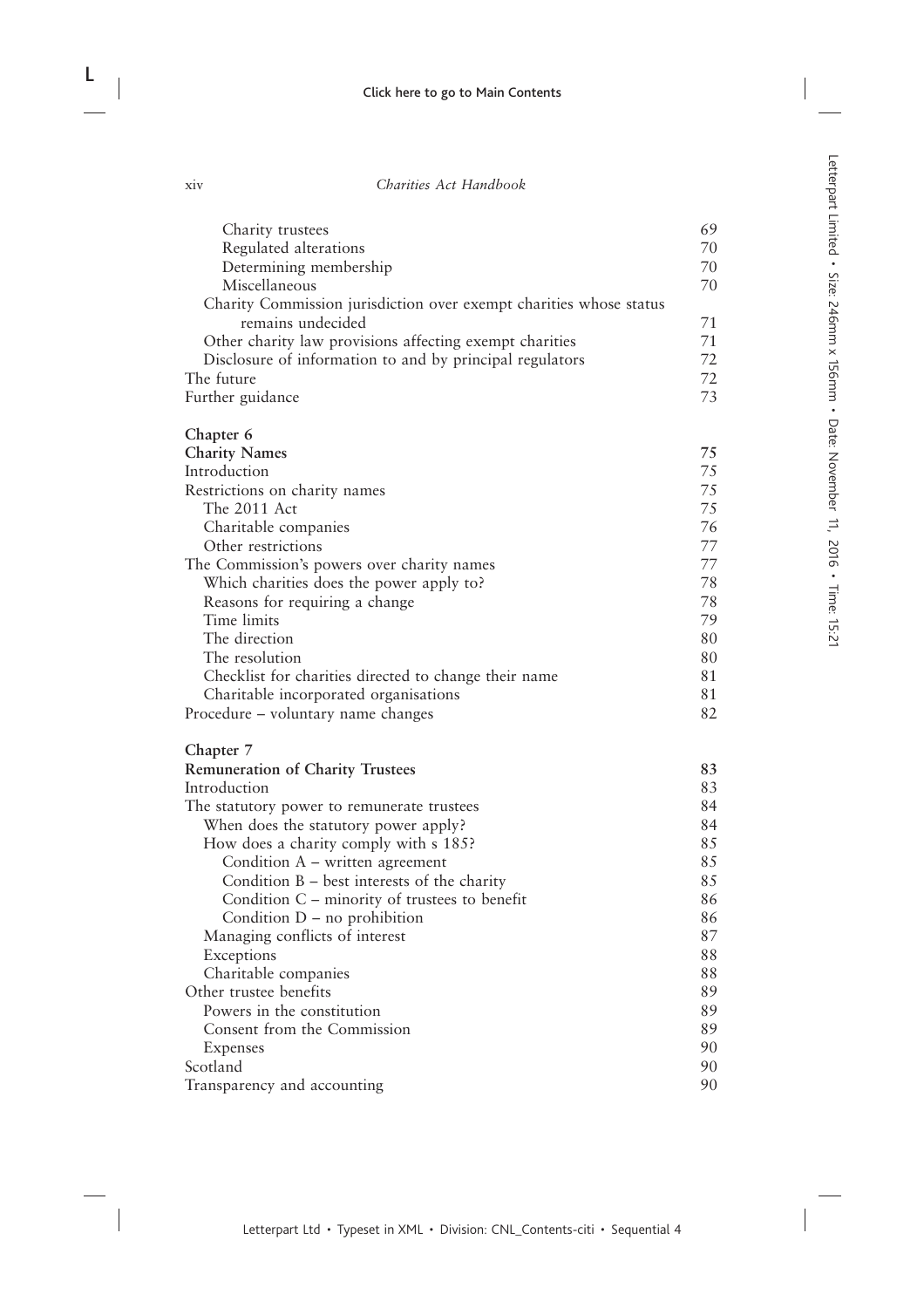| | |
|---|---|
| Charity trustees | 69 |
| Regulated alterations | 70 |
| Determining membership | 70 |
| Miscellaneous | 70 |
| Charity Commission jurisdiction over exempt charities whose status remains undecided | 71 |
| Other charity law provisions affecting exempt charities | 71 |
| Disclosure of information to and by principal regulators | 72 |
| The future | 72 |
| Further guidance | 73 |

**Chapter 6**
**Charity Names**

| | |
|---|---|
| **Charity Names** | 75 |
| Introduction | 75 |
| Restrictions on charity names | 75 |
| The 2011 Act | 75 |
| Charitable companies | 76 |
| Other restrictions | 77 |
| The Commission's powers over charity names | 77 |
| Which charities does the power apply to? | 78 |
| Reasons for requiring a change | 78 |
| Time limits | 79 |
| The direction | 80 |
| The resolution | 80 |
| Checklist for charities directed to change their name | 81 |
| Charitable incorporated organisations | 81 |
| Procedure – voluntary name changes | 82 |

**Chapter 7**
**Remuneration of Charity Trustees**

| | |
|---|---|
| **Remuneration of Charity Trustees** | 83 |
| Introduction | 83 |
| The statutory power to remunerate trustees | 84 |
| When does the statutory power apply? | 84 |
| How does a charity comply with s 185? | 85 |
| Condition A – written agreement | 85 |
| Condition B – best interests of the charity | 85 |
| Condition C – minority of trustees to benefit | 86 |
| Condition D – no prohibition | 86 |
| Managing conflicts of interest | 87 |
| Exceptions | 88 |
| Charitable companies | 88 |
| Other trustee benefits | 89 |
| Powers in the constitution | 89 |
| Consent from the Commission | 89 |
| Expenses | 90 |
| Scotland | 90 |
| Transparency and accounting | 90 |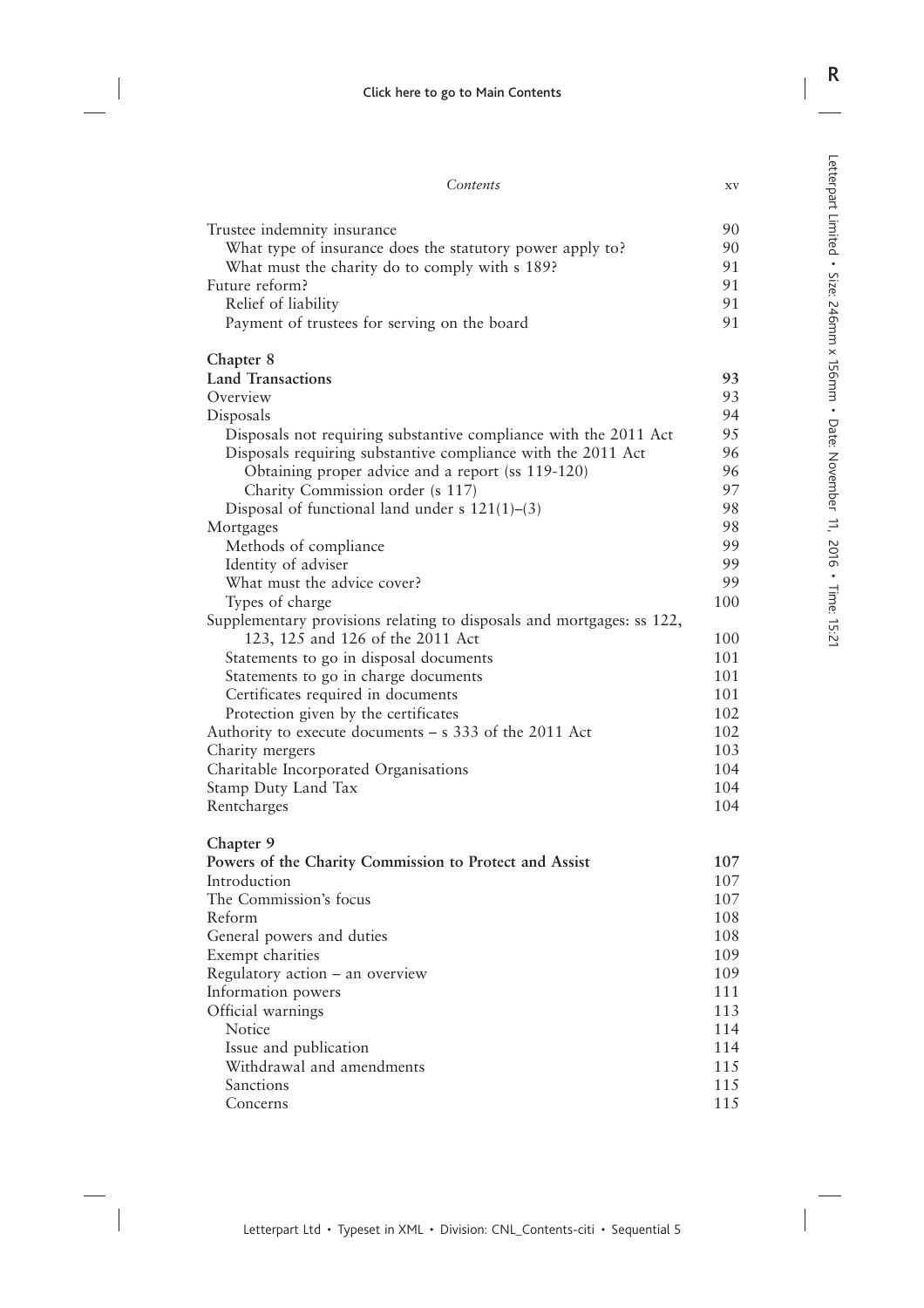| | |
|---|---|
| Trustee indemnity insurance | 90 |
| What type of insurance does the statutory power apply to? | 90 |
| What must the charity do to comply with s 189? | 91 |
| Future reform? | 91 |
| Relief of liability | 91 |
| Payment of trustees for serving on the board | 91 |

**Chapter 8**
**Land Transactions** — **93**

| | |
|---|---|
| Overview | 93 |
| Disposals | 94 |
| Disposals not requiring substantive compliance with the 2011 Act | 95 |
| Disposals requiring substantive compliance with the 2011 Act | 96 |
| Obtaining proper advice and a report (ss 119-120) | 96 |
| Charity Commission order (s 117) | 97 |
| Disposal of functional land under s 121(1)–(3) | 98 |
| Mortgages | 98 |
| Methods of compliance | 99 |
| Identity of adviser | 99 |
| What must the advice cover? | 99 |
| Types of charge | 100 |
| Supplementary provisions relating to disposals and mortgages: ss 122, 123, 125 and 126 of the 2011 Act | 100 |
| Statements to go in disposal documents | 101 |
| Statements to go in charge documents | 101 |
| Certificates required in documents | 101 |
| Protection given by the certificates | 102 |
| Authority to execute documents – s 333 of the 2011 Act | 102 |
| Charity mergers | 103 |
| Charitable Incorporated Organisations | 104 |
| Stamp Duty Land Tax | 104 |
| Rentcharges | 104 |

**Chapter 9**
**Powers of the Charity Commission to Protect and Assist** — **107**

| | |
|---|---|
| Introduction | 107 |
| The Commission's focus | 107 |
| Reform | 108 |
| General powers and duties | 108 |
| Exempt charities | 109 |
| Regulatory action – an overview | 109 |
| Information powers | 111 |
| Official warnings | 113 |
| Notice | 114 |
| Issue and publication | 114 |
| Withdrawal and amendments | 115 |
| Sanctions | 115 |
| Concerns | 115 |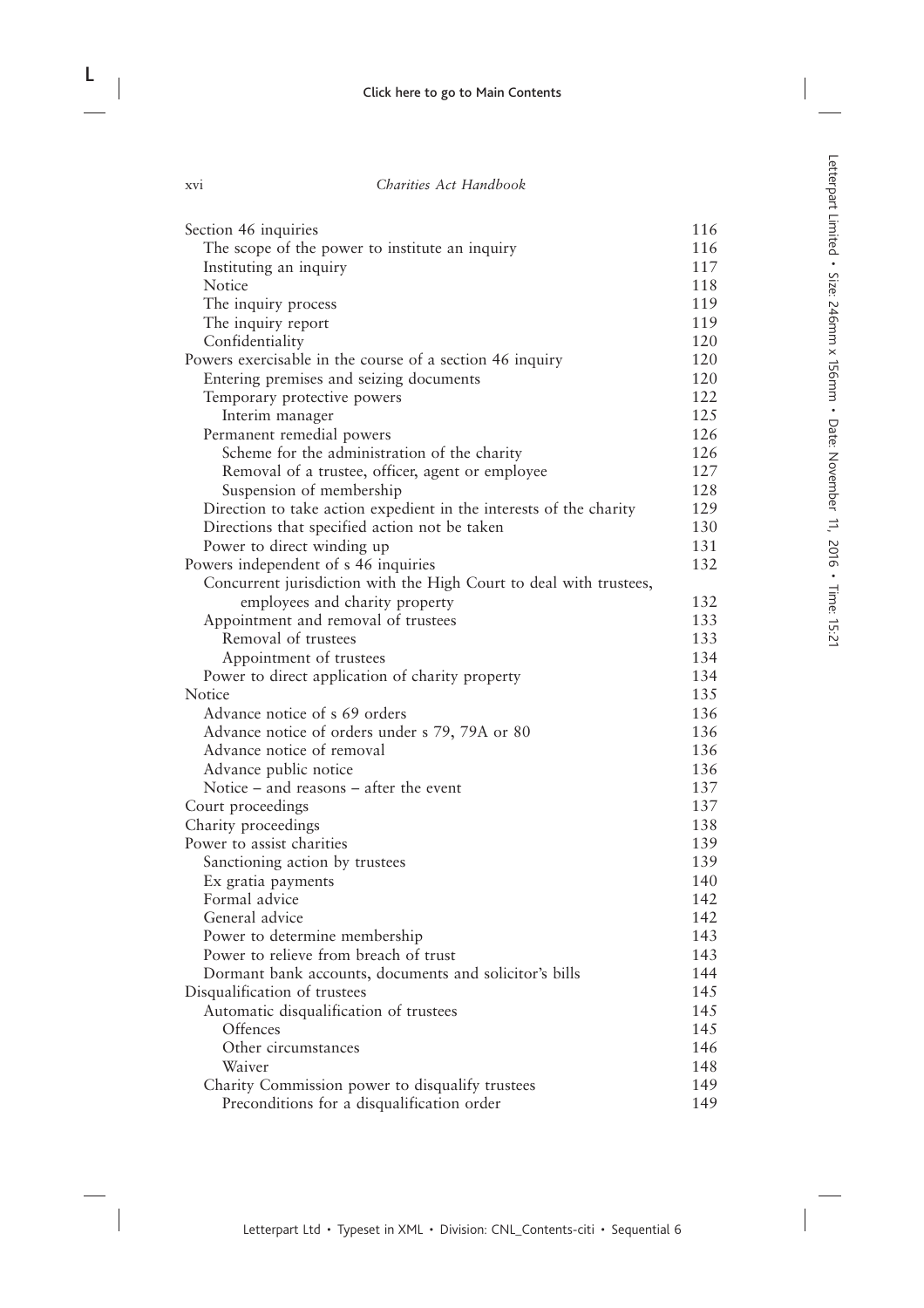| | |
|---|---|
| Section 46 inquiries | 116 |
| The scope of the power to institute an inquiry | 116 |
| Instituting an inquiry | 117 |
| Notice | 118 |
| The inquiry process | 119 |
| The inquiry report | 119 |
| Confidentiality | 120 |
| Powers exercisable in the course of a section 46 inquiry | 120 |
| Entering premises and seizing documents | 120 |
| Temporary protective powers | 122 |
| Interim manager | 125 |
| Permanent remedial powers | 126 |
| Scheme for the administration of the charity | 126 |
| Removal of a trustee, officer, agent or employee | 127 |
| Suspension of membership | 128 |
| Direction to take action expedient in the interests of the charity | 129 |
| Directions that specified action not be taken | 130 |
| Power to direct winding up | 131 |
| Powers independent of s 46 inquiries | 132 |
| Concurrent jurisdiction with the High Court to deal with trustees, employees and charity property | 132 |
| Appointment and removal of trustees | 133 |
| Removal of trustees | 133 |
| Appointment of trustees | 134 |
| Power to direct application of charity property | 134 |
| Notice | 135 |
| Advance notice of s 69 orders | 136 |
| Advance notice of orders under s 79, 79A or 80 | 136 |
| Advance notice of removal | 136 |
| Advance public notice | 136 |
| Notice – and reasons – after the event | 137 |
| Court proceedings | 137 |
| Charity proceedings | 138 |
| Power to assist charities | 139 |
| Sanctioning action by trustees | 139 |
| Ex gratia payments | 140 |
| Formal advice | 142 |
| General advice | 142 |
| Power to determine membership | 143 |
| Power to relieve from breach of trust | 143 |
| Dormant bank accounts, documents and solicitor's bills | 144 |
| Disqualification of trustees | 145 |
| Automatic disqualification of trustees | 145 |
| Offences | 145 |
| Other circumstances | 146 |
| Waiver | 148 |
| Charity Commission power to disqualify trustees | 149 |
| Preconditions for a disqualification order | 149 |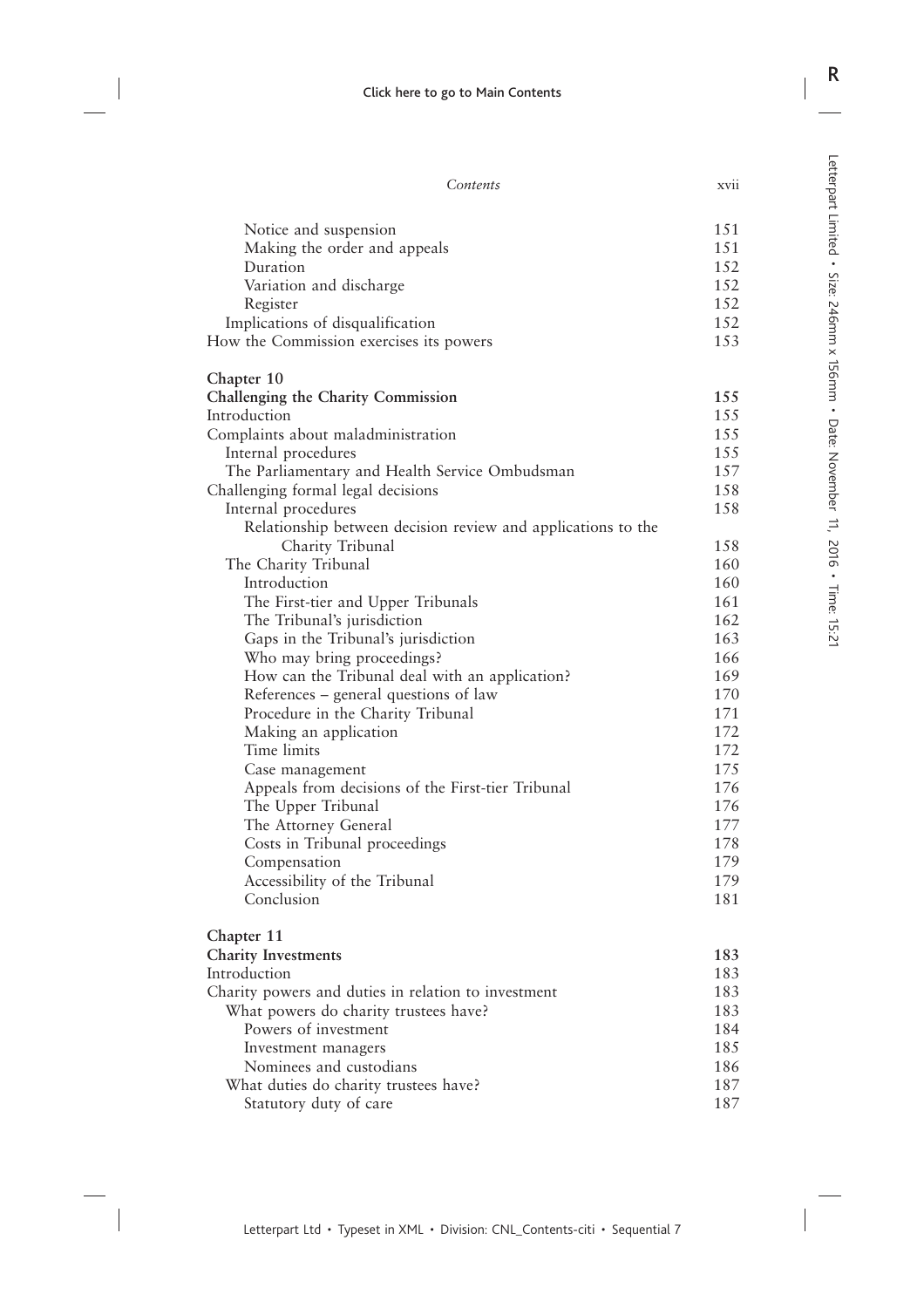| | |
|---|---|
| Notice and suspension | 151 |
| Making the order and appeals | 151 |
| Duration | 152 |
| Variation and discharge | 152 |
| Register | 152 |
| Implications of disqualification | 152 |
| How the Commission exercises its powers | 153 |

**Chapter 10**
**Challenging the Charity Commission** **155**

| | |
|---|---|
| Introduction | 155 |
| Complaints about maladministration | 155 |
| Internal procedures | 155 |
| The Parliamentary and Health Service Ombudsman | 157 |
| Challenging formal legal decisions | 158 |
| Internal procedures | 158 |
| Relationship between decision review and applications to the Charity Tribunal | 158 |
| The Charity Tribunal | 160 |
| Introduction | 160 |
| The First-tier and Upper Tribunals | 161 |
| The Tribunal's jurisdiction | 162 |
| Gaps in the Tribunal's jurisdiction | 163 |
| Who may bring proceedings? | 166 |
| How can the Tribunal deal with an application? | 169 |
| References – general questions of law | 170 |
| Procedure in the Charity Tribunal | 171 |
| Making an application | 172 |
| Time limits | 172 |
| Case management | 175 |
| Appeals from decisions of the First-tier Tribunal | 176 |
| The Upper Tribunal | 176 |
| The Attorney General | 177 |
| Costs in Tribunal proceedings | 178 |
| Compensation | 179 |
| Accessibility of the Tribunal | 179 |
| Conclusion | 181 |

**Chapter 11**
**Charity Investments** **183**

| | |
|---|---|
| Introduction | 183 |
| Charity powers and duties in relation to investment | 183 |
| What powers do charity trustees have? | 183 |
| Powers of investment | 184 |
| Investment managers | 185 |
| Nominees and custodians | 186 |
| What duties do charity trustees have? | 187 |
| Statutory duty of care | 187 |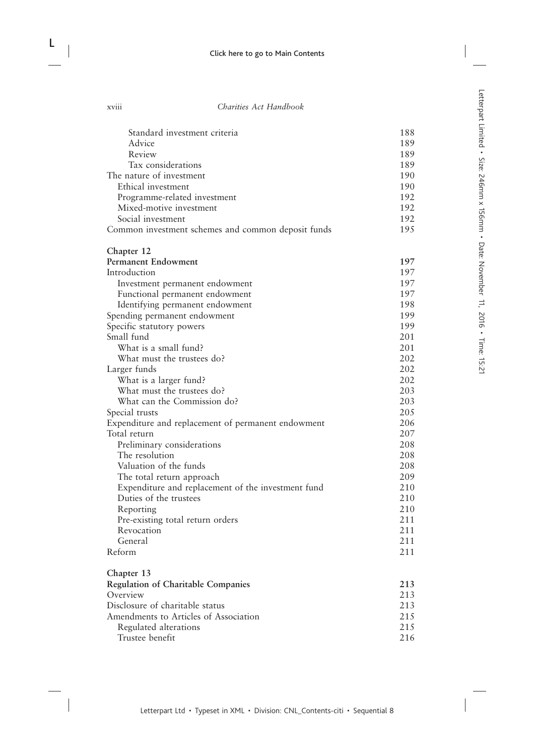| | |
|---|---|
| Standard investment criteria | 188 |
| Advice | 189 |
| Review | 189 |
| Tax considerations | 189 |
| The nature of investment | 190 |
| Ethical investment | 190 |
| Programme-related investment | 192 |
| Mixed-motive investment | 192 |
| Social investment | 192 |
| Common investment schemes and common deposit funds | 195 |

**Chapter 12**
**Permanent Endowment** **197**

| | |
|---|---|
| Introduction | 197 |
| Investment permanent endowment | 197 |
| Functional permanent endowment | 197 |
| Identifying permanent endowment | 198 |
| Spending permanent endowment | 199 |
| Specific statutory powers | 199 |
| Small fund | 201 |
| What is a small fund? | 201 |
| What must the trustees do? | 202 |
| Larger funds | 202 |
| What is a larger fund? | 202 |
| What must the trustees do? | 203 |
| What can the Commission do? | 203 |
| Special trusts | 205 |
| Expenditure and replacement of permanent endowment | 206 |
| Total return | 207 |
| Preliminary considerations | 208 |
| The resolution | 208 |
| Valuation of the funds | 208 |
| The total return approach | 209 |
| Expenditure and replacement of the investment fund | 210 |
| Duties of the trustees | 210 |
| Reporting | 210 |
| Pre-existing total return orders | 211 |
| Revocation | 211 |
| General | 211 |
| Reform | 211 |

**Chapter 13**
**Regulation of Charitable Companies** **213**

| | |
|---|---|
| Overview | 213 |
| Disclosure of charitable status | 213 |
| Amendments to Articles of Association | 215 |
| Regulated alterations | 215 |
| Trustee benefit | 216 |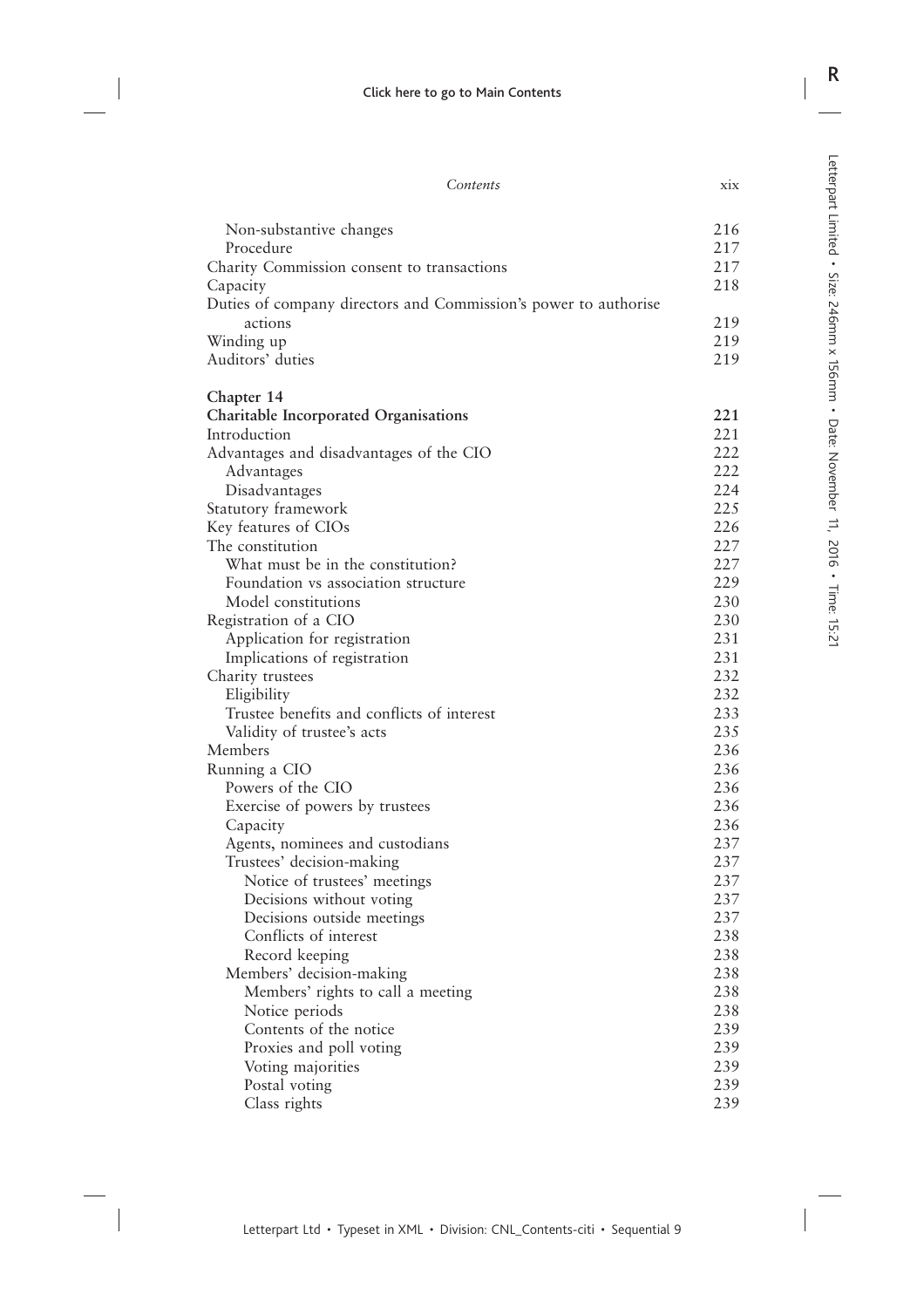| | |
|---|---|
| Non-substantive changes | 216 |
| Procedure | 217 |
| Charity Commission consent to transactions | 217 |
| Capacity | 218 |
| Duties of company directors and Commission's power to authorise actions | 219 |
| Winding up | 219 |
| Auditors' duties | 219 |

**Chapter 14**

| | |
|---|---|
| **Charitable Incorporated Organisations** | **221** |
| Introduction | 221 |
| Advantages and disadvantages of the CIO | 222 |
| Advantages | 222 |
| Disadvantages | 224 |
| Statutory framework | 225 |
| Key features of CIOs | 226 |
| The constitution | 227 |
| What must be in the constitution? | 227 |
| Foundation vs association structure | 229 |
| Model constitutions | 230 |
| Registration of a CIO | 230 |
| Application for registration | 231 |
| Implications of registration | 231 |
| Charity trustees | 232 |
| Eligibility | 232 |
| Trustee benefits and conflicts of interest | 233 |
| Validity of trustee's acts | 235 |
| Members | 236 |
| Running a CIO | 236 |
| Powers of the CIO | 236 |
| Exercise of powers by trustees | 236 |
| Capacity | 236 |
| Agents, nominees and custodians | 237 |
| Trustees' decision-making | 237 |
| Notice of trustees' meetings | 237 |
| Decisions without voting | 237 |
| Decisions outside meetings | 237 |
| Conflicts of interest | 238 |
| Record keeping | 238 |
| Members' decision-making | 238 |
| Members' rights to call a meeting | 238 |
| Notice periods | 238 |
| Contents of the notice | 239 |
| Proxies and poll voting | 239 |
| Voting majorities | 239 |
| Postal voting | 239 |
| Class rights | 239 |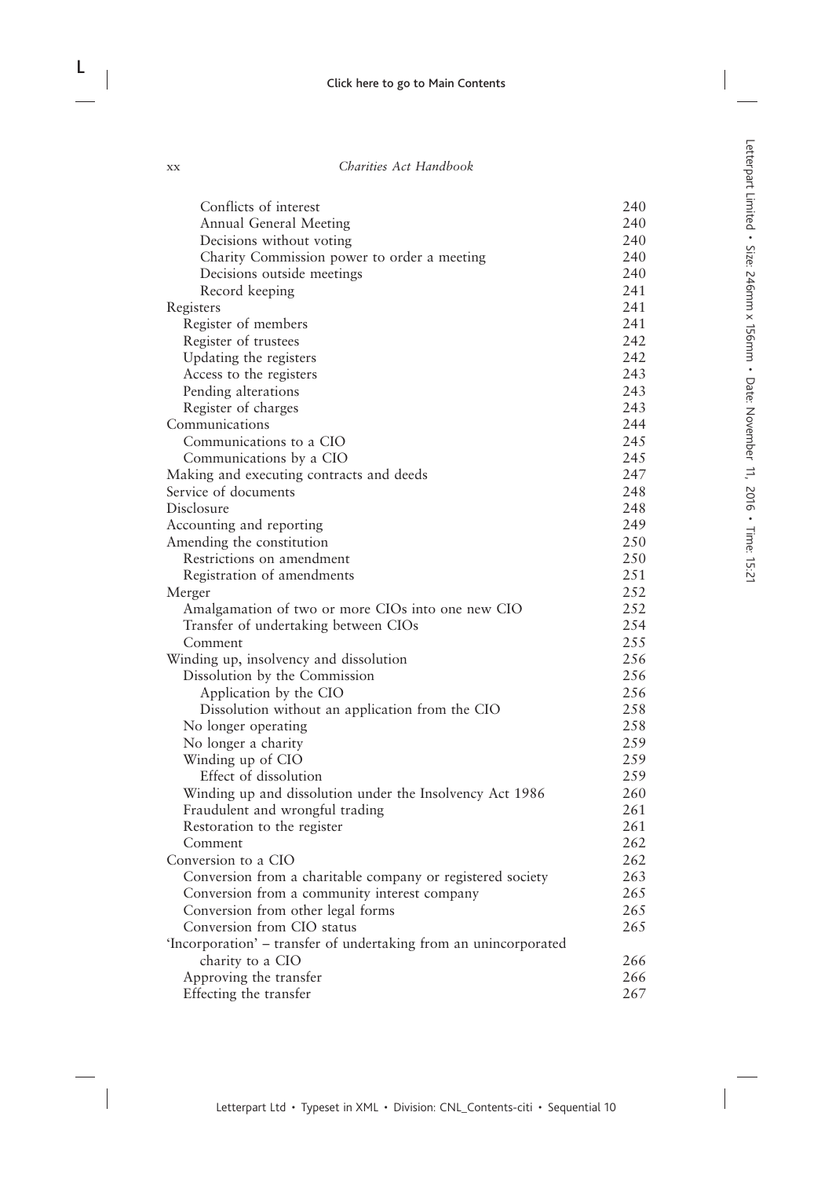| | |
|---|---|
| Conflicts of interest | 240 |
| Annual General Meeting | 240 |
| Decisions without voting | 240 |
| Charity Commission power to order a meeting | 240 |
| Decisions outside meetings | 240 |
| Record keeping | 241 |
| Registers | 241 |
| Register of members | 241 |
| Register of trustees | 242 |
| Updating the registers | 242 |
| Access to the registers | 243 |
| Pending alterations | 243 |
| Register of charges | 243 |
| Communications | 244 |
| Communications to a CIO | 245 |
| Communications by a CIO | 245 |
| Making and executing contracts and deeds | 247 |
| Service of documents | 248 |
| Disclosure | 248 |
| Accounting and reporting | 249 |
| Amending the constitution | 250 |
| Restrictions on amendment | 250 |
| Registration of amendments | 251 |
| Merger | 252 |
| Amalgamation of two or more CIOs into one new CIO | 252 |
| Transfer of undertaking between CIOs | 254 |
| Comment | 255 |
| Winding up, insolvency and dissolution | 256 |
| Dissolution by the Commission | 256 |
| Application by the CIO | 256 |
| Dissolution without an application from the CIO | 258 |
| No longer operating | 258 |
| No longer a charity | 259 |
| Winding up of CIO | 259 |
| Effect of dissolution | 259 |
| Winding up and dissolution under the Insolvency Act 1986 | 260 |
| Fraudulent and wrongful trading | 261 |
| Restoration to the register | 261 |
| Comment | 262 |
| Conversion to a CIO | 262 |
| Conversion from a charitable company or registered society | 263 |
| Conversion from a community interest company | 265 |
| Conversion from other legal forms | 265 |
| Conversion from CIO status | 265 |
| 'Incorporation' – transfer of undertaking from an unincorporated charity to a CIO | 266 |
| Approving the transfer | 266 |
| Effecting the transfer | 267 |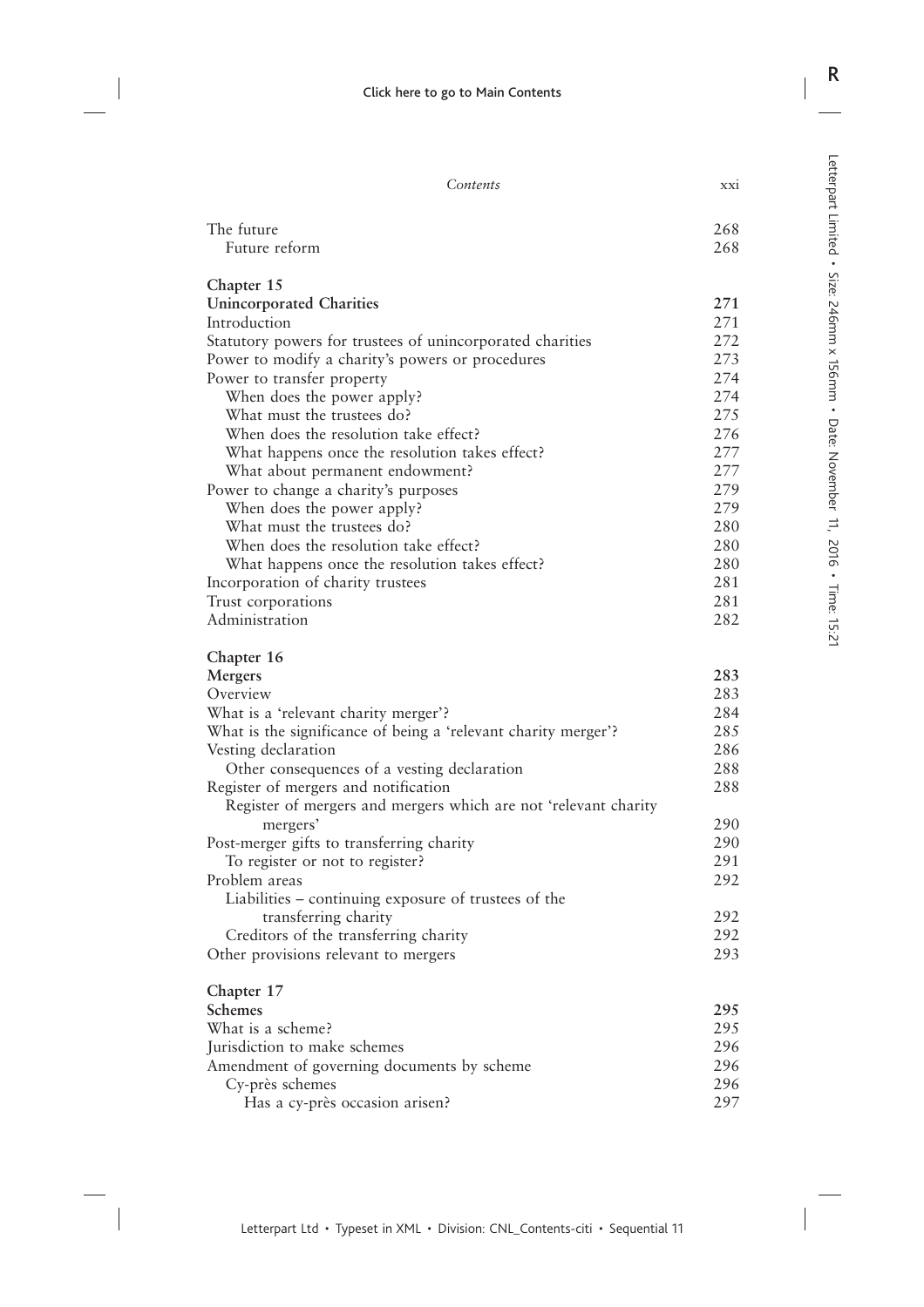| | |
|---|---|
| The future | 268 |
| &nbsp;&nbsp;Future reform | 268 |
| | |
| **Chapter 15** | |
| **Unincorporated Charities** | **271** |
| Introduction | 271 |
| Statutory powers for trustees of unincorporated charities | 272 |
| Power to modify a charity's powers or procedures | 273 |
| Power to transfer property | 274 |
| &nbsp;&nbsp;When does the power apply? | 274 |
| &nbsp;&nbsp;What must the trustees do? | 275 |
| &nbsp;&nbsp;When does the resolution take effect? | 276 |
| &nbsp;&nbsp;What happens once the resolution takes effect? | 277 |
| &nbsp;&nbsp;What about permanent endowment? | 277 |
| Power to change a charity's purposes | 279 |
| &nbsp;&nbsp;When does the power apply? | 279 |
| &nbsp;&nbsp;What must the trustees do? | 280 |
| &nbsp;&nbsp;When does the resolution take effect? | 280 |
| &nbsp;&nbsp;What happens once the resolution takes effect? | 280 |
| Incorporation of charity trustees | 281 |
| Trust corporations | 281 |
| Administration | 282 |
| | |
| **Chapter 16** | |
| **Mergers** | **283** |
| Overview | 283 |
| What is a 'relevant charity merger'? | 284 |
| What is the significance of being a 'relevant charity merger'? | 285 |
| Vesting declaration | 286 |
| &nbsp;&nbsp;Other consequences of a vesting declaration | 288 |
| Register of mergers and notification | 288 |
| &nbsp;&nbsp;Register of mergers and mergers which are not 'relevant charity mergers' | 290 |
| Post-merger gifts to transferring charity | 290 |
| &nbsp;&nbsp;To register or not to register? | 291 |
| Problem areas | 292 |
| &nbsp;&nbsp;Liabilities – continuing exposure of trustees of the transferring charity | 292 |
| &nbsp;&nbsp;Creditors of the transferring charity | 292 |
| Other provisions relevant to mergers | 293 |
| | |
| **Chapter 17** | |
| **Schemes** | **295** |
| What is a scheme? | 295 |
| Jurisdiction to make schemes | 296 |
| Amendment of governing documents by scheme | 296 |
| &nbsp;&nbsp;Cy-près schemes | 296 |
| &nbsp;&nbsp;&nbsp;&nbsp;Has a cy-près occasion arisen? | 297 |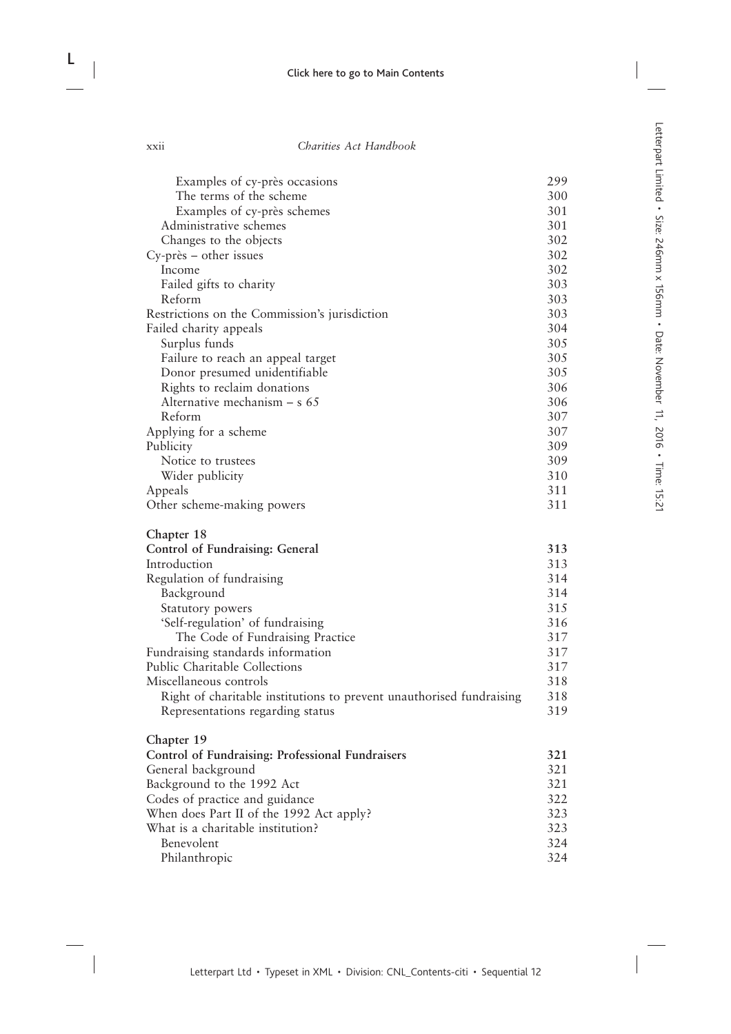| | |
|---|---|
| Examples of cy-près occasions | 299 |
| The terms of the scheme | 300 |
| Examples of cy-près schemes | 301 |
| Administrative schemes | 301 |
| Changes to the objects | 302 |
| Cy-près – other issues | 302 |
| Income | 302 |
| Failed gifts to charity | 303 |
| Reform | 303 |
| Restrictions on the Commission's jurisdiction | 303 |
| Failed charity appeals | 304 |
| Surplus funds | 305 |
| Failure to reach an appeal target | 305 |
| Donor presumed unidentifiable | 305 |
| Rights to reclaim donations | 306 |
| Alternative mechanism – s 65 | 306 |
| Reform | 307 |
| Applying for a scheme | 307 |
| Publicity | 309 |
| Notice to trustees | 309 |
| Wider publicity | 310 |
| Appeals | 311 |
| Other scheme-making powers | 311 |

**Chapter 18**

| | |
|---|---|
| **Control of Fundraising: General** | **313** |
| Introduction | 313 |
| Regulation of fundraising | 314 |
| Background | 314 |
| Statutory powers | 315 |
| 'Self-regulation' of fundraising | 316 |
| The Code of Fundraising Practice | 317 |
| Fundraising standards information | 317 |
| Public Charitable Collections | 317 |
| Miscellaneous controls | 318 |
| Right of charitable institutions to prevent unauthorised fundraising | 318 |
| Representations regarding status | 319 |

**Chapter 19**

| | |
|---|---|
| **Control of Fundraising: Professional Fundraisers** | **321** |
| General background | 321 |
| Background to the 1992 Act | 321 |
| Codes of practice and guidance | 322 |
| When does Part II of the 1992 Act apply? | 323 |
| What is a charitable institution? | 323 |
| Benevolent | 324 |
| Philanthropic | 324 |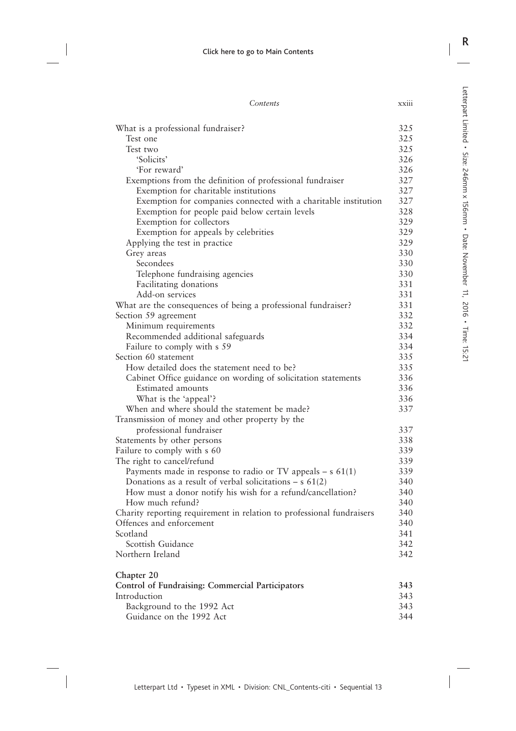| | |
|---|---|
| What is a professional fundraiser? | 325 |
| Test one | 325 |
| Test two | 325 |
| 'Solicits' | 326 |
| 'For reward' | 326 |
| Exemptions from the definition of professional fundraiser | 327 |
| Exemption for charitable institutions | 327 |
| Exemption for companies connected with a charitable institution | 327 |
| Exemption for people paid below certain levels | 328 |
| Exemption for collectors | 329 |
| Exemption for appeals by celebrities | 329 |
| Applying the test in practice | 329 |
| Grey areas | 330 |
| Secondees | 330 |
| Telephone fundraising agencies | 330 |
| Facilitating donations | 331 |
| Add-on services | 331 |
| What are the consequences of being a professional fundraiser? | 331 |
| Section 59 agreement | 332 |
| Minimum requirements | 332 |
| Recommended additional safeguards | 334 |
| Failure to comply with s 59 | 334 |
| Section 60 statement | 335 |
| How detailed does the statement need to be? | 335 |
| Cabinet Office guidance on wording of solicitation statements | 336 |
| Estimated amounts | 336 |
| What is the 'appeal'? | 336 |
| When and where should the statement be made? | 337 |
| Transmission of money and other property by the professional fundraiser | 337 |
| Statements by other persons | 338 |
| Failure to comply with s 60 | 339 |
| The right to cancel/refund | 339 |
| Payments made in response to radio or TV appeals – s 61(1) | 339 |
| Donations as a result of verbal solicitations – s 61(2) | 340 |
| How must a donor notify his wish for a refund/cancellation? | 340 |
| How much refund? | 340 |
| Charity reporting requirement in relation to professional fundraisers | 340 |
| Offences and enforcement | 340 |
| Scotland | 341 |
| Scottish Guidance | 342 |
| Northern Ireland | 342 |

**Chapter 20**

| | |
|---|---|
| **Control of Fundraising: Commercial Participators** | **343** |
| Introduction | 343 |
| Background to the 1992 Act | 343 |
| Guidance on the 1992 Act | 344 |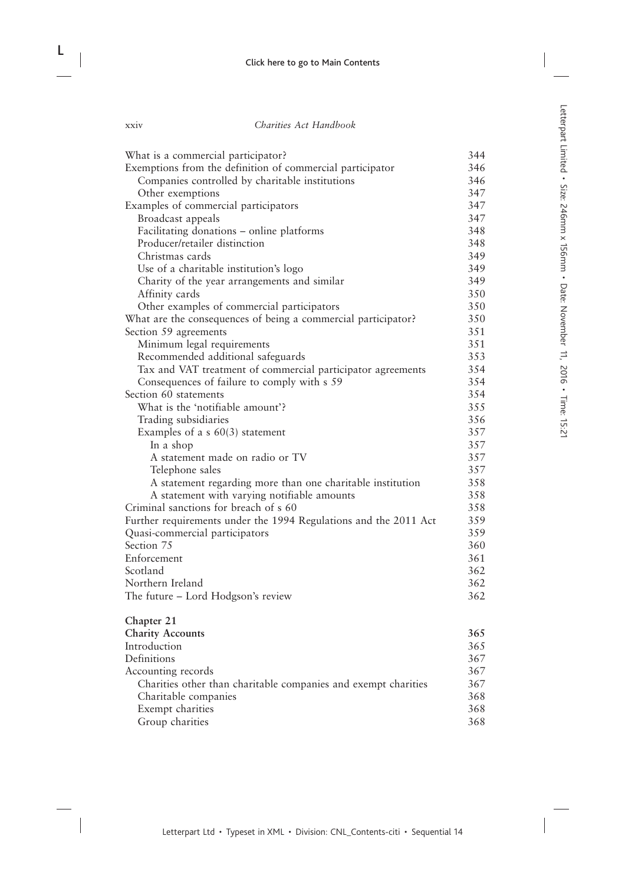| | |
|---|---|
| What is a commercial participator? | 344 |
| Exemptions from the definition of commercial participator | 346 |
| Companies controlled by charitable institutions | 346 |
| Other exemptions | 347 |
| Examples of commercial participators | 347 |
| Broadcast appeals | 347 |
| Facilitating donations – online platforms | 348 |
| Producer/retailer distinction | 348 |
| Christmas cards | 349 |
| Use of a charitable institution's logo | 349 |
| Charity of the year arrangements and similar | 349 |
| Affinity cards | 350 |
| Other examples of commercial participators | 350 |
| What are the consequences of being a commercial participator? | 350 |
| Section 59 agreements | 351 |
| Minimum legal requirements | 351 |
| Recommended additional safeguards | 353 |
| Tax and VAT treatment of commercial participator agreements | 354 |
| Consequences of failure to comply with s 59 | 354 |
| Section 60 statements | 354 |
| What is the 'notifiable amount'? | 355 |
| Trading subsidiaries | 356 |
| Examples of a s 60(3) statement | 357 |
| In a shop | 357 |
| A statement made on radio or TV | 357 |
| Telephone sales | 357 |
| A statement regarding more than one charitable institution | 358 |
| A statement with varying notifiable amounts | 358 |
| Criminal sanctions for breach of s 60 | 358 |
| Further requirements under the 1994 Regulations and the 2011 Act | 359 |
| Quasi-commercial participators | 359 |
| Section 75 | 360 |
| Enforcement | 361 |
| Scotland | 362 |
| Northern Ireland | 362 |
| The future – Lord Hodgson's review | 362 |

**Chapter 21**
**Charity Accounts** **365**

| | |
|---|---|
| Introduction | 365 |
| Definitions | 367 |
| Accounting records | 367 |
| Charities other than charitable companies and exempt charities | 367 |
| Charitable companies | 368 |
| Exempt charities | 368 |
| Group charities | 368 |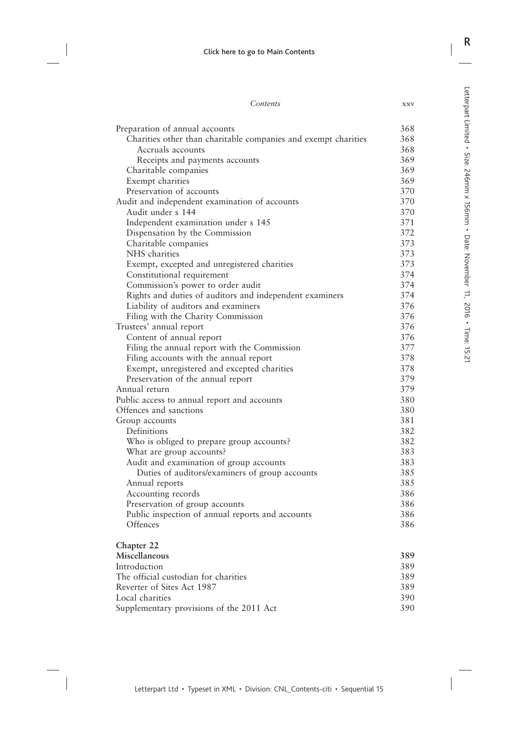| | |
|---|---|
| Preparation of annual accounts | 368 |
| Charities other than charitable companies and exempt charities | 368 |
| Accruals accounts | 368 |
| Receipts and payments accounts | 369 |
| Charitable companies | 369 |
| Exempt charities | 369 |
| Preservation of accounts | 370 |
| Audit and independent examination of accounts | 370 |
| Audit under s 144 | 370 |
| Independent examination under s 145 | 371 |
| Dispensation by the Commission | 372 |
| Charitable companies | 373 |
| NHS charities | 373 |
| Exempt, excepted and unregistered charities | 373 |
| Constitutional requirement | 374 |
| Commission's power to order audit | 374 |
| Rights and duties of auditors and independent examiners | 374 |
| Liability of auditors and examiners | 376 |
| Filing with the Charity Commission | 376 |
| Trustees' annual report | 376 |
| Content of annual report | 376 |
| Filing the annual report with the Commission | 377 |
| Filing accounts with the annual report | 378 |
| Exempt, unregistered and excepted charities | 378 |
| Preservation of the annual report | 379 |
| Annual return | 379 |
| Public access to annual report and accounts | 380 |
| Offences and sanctions | 380 |
| Group accounts | 381 |
| Definitions | 382 |
| Who is obliged to prepare group accounts? | 382 |
| What are group accounts? | 383 |
| Audit and examination of group accounts | 383 |
| Duties of auditors/examiners of group accounts | 385 |
| Annual reports | 385 |
| Accounting records | 386 |
| Preservation of group accounts | 386 |
| Public inspection of annual reports and accounts | 386 |
| Offences | 386 |

**Chapter 22**
**Miscellaneous** 389

| | |
|---|---|
| Introduction | 389 |
| The official custodian for charities | 389 |
| Reverter of Sites Act 1987 | 389 |
| Local charities | 390 |
| Supplementary provisions of the 2011 Act | 390 |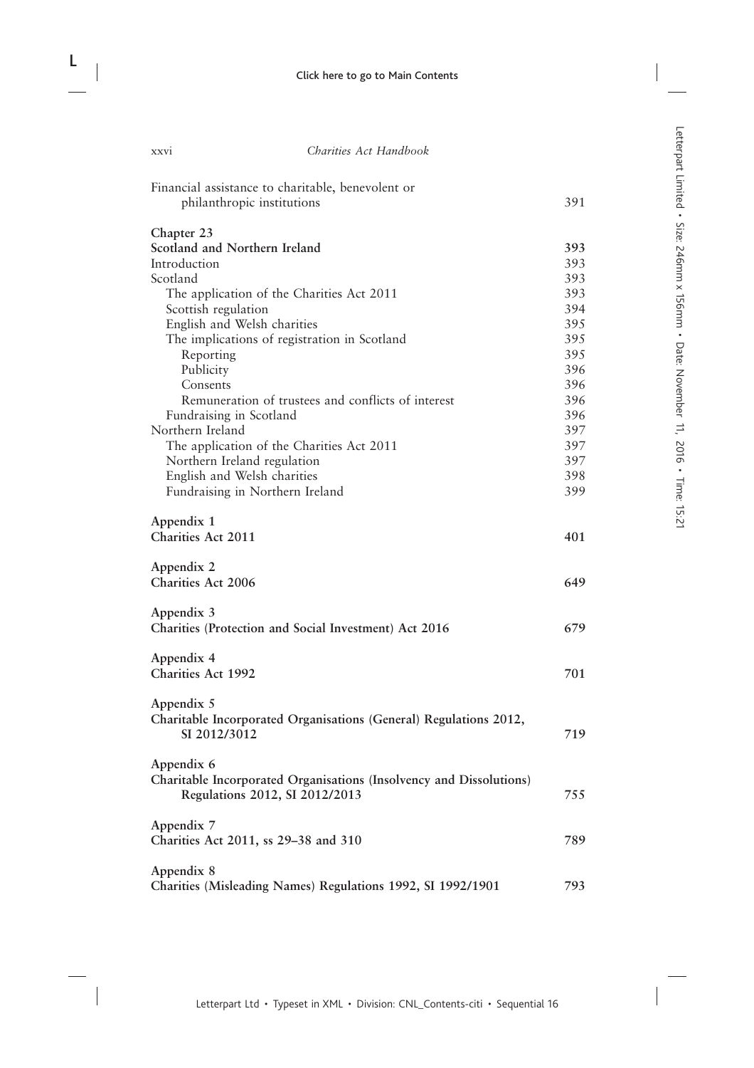Financial assistance to charitable, benevolent or philanthropic institutions 391

**Chapter 23**
**Scotland and Northern Ireland** **393**

Introduction 393
Scotland 393
- The application of the Charities Act 2011 393
- Scottish regulation 394
- English and Welsh charities 395
- The implications of registration in Scotland 395
  - Reporting 395
  - Publicity 396
  - Consents 396
  - Remuneration of trustees and conflicts of interest 396
- Fundraising in Scotland 396

Northern Ireland 397
- The application of the Charities Act 2011 397
- Northern Ireland regulation 397
- English and Welsh charities 398
- Fundraising in Northern Ireland 399

**Appendix 1**
**Charities Act 2011** **401**

**Appendix 2**
**Charities Act 2006** **649**

**Appendix 3**
**Charities (Protection and Social Investment) Act 2016** **679**

**Appendix 4**
**Charities Act 1992** **701**

**Appendix 5**
**Charitable Incorporated Organisations (General) Regulations 2012, SI 2012/3012** **719**

**Appendix 6**
**Charitable Incorporated Organisations (Insolvency and Dissolutions) Regulations 2012, SI 2012/2013** **755**

**Appendix 7**
**Charities Act 2011, ss 29–38 and 310** **789**

**Appendix 8**
**Charities (Misleading Names) Regulations 1992, SI 1992/1901** **793**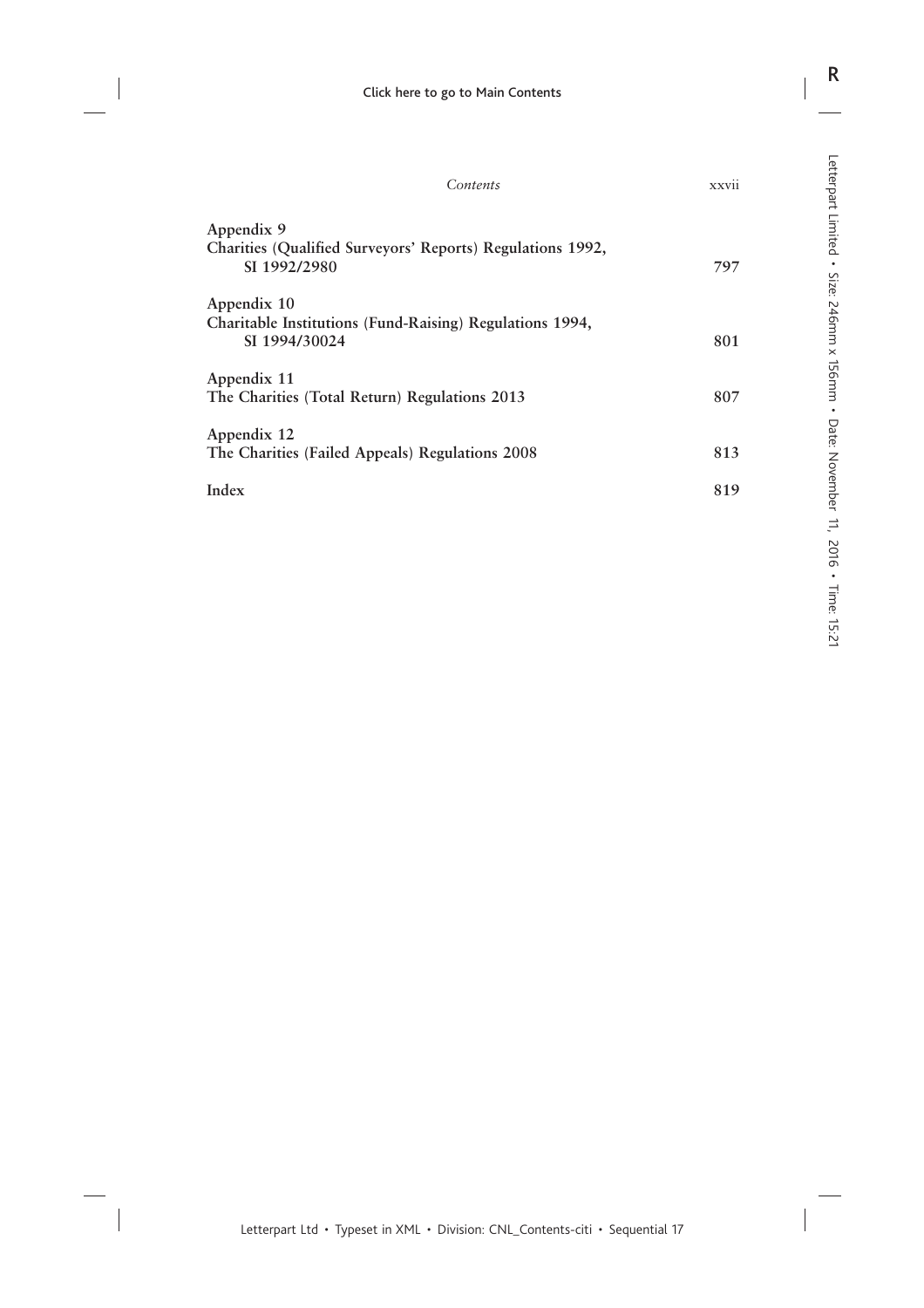Appendix 9
Charities (Qualified Surveyors' Reports) Regulations 1992, SI 1992/2980 797

Appendix 10
Charitable Institutions (Fund-Raising) Regulations 1994, SI 1994/30024 801

Appendix 11
The Charities (Total Return) Regulations 2013 807

Appendix 12
The Charities (Failed Appeals) Regulations 2008 813

Index 819